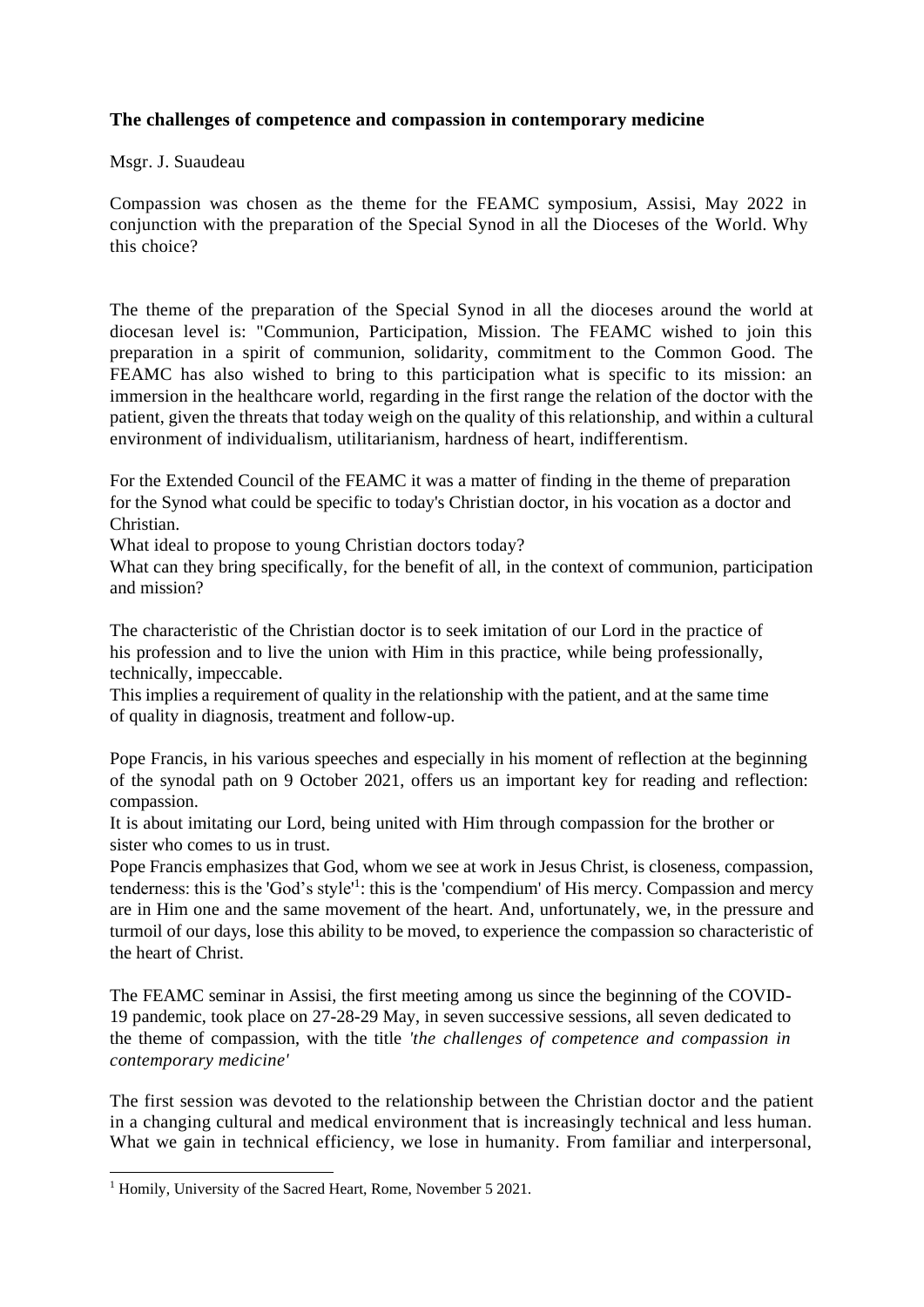**The challenges of competence and compassion in contemporary medicine**

Msgr. J. Suaudeau

Compassion was chosen as the theme for the FEAMC symposium, Assisi, May 2022 in conjunction with the preparation of the Special Synod in all the Dioceses of the World. Why this choice?

The theme of the preparation of the Special Synod in all the dioceses around the world at diocesan level is: "Communion, Participation, Mission. The FEAMC wished to join this preparation in a spirit of communion, solidarity, commitment to the Common Good. The FEAMC has also wished to bring to this participation what is specific to its mission: an immersion in the healthcare world, regarding in the first range the relation of the doctor with the patient, given the threats that today weigh on the quality of this relationship, and within a cultural environment of individualism, utilitarianism, hardness of heart, indifferentism.

For the Extended Council of the FEAMC it was a matter of finding in the theme of preparation for the Synod what could be specific to today's Christian doctor, in his vocation as a doctor and Christian.

What ideal to propose to young Christian doctors today?

What can they bring specifically, for the benefit of all, in the context of communion, participation and mission?

The characteristic of the Christian doctor is to seek imitation of our Lord in the practice of his profession and to live the union with Him in this practice, while being professionally, technically, impeccable.

This implies a requirement of quality in the relationship with the patient, and at the same time of quality in diagnosis, treatment and follow-up.

Pope Francis, in his various speeches and especially in his moment of reflection at the beginning of the synodal path on 9 October 2021, offers us an important key for reading and reflection: compassion.

It is about imitating our Lord, being united with Him through compassion for the brother or sister who comes to us in trust.

Pope Francis emphasizes that God, whom we see at work in Jesus Christ, is closeness, compassion, tenderness: this is the 'God's style'[1]: this is the 'compendium' of His mercy. Compassion and mercy are in Him one and the same movement of the heart. And, unfortunately, we, in the pressure and turmoil of our days, lose this ability to be moved, to experience the compassion so characteristic of the heart of Christ.

The FEAMC seminar in Assisi, the first meeting among us since the beginning of the COVID-19 pandemic, took place on 27-28-29 May, in seven successive sessions, all seven dedicated to the theme of compassion, with the title *'the challenges of competence and compassion in contemporary medicine'*

The first session was devoted to the relationship between the Christian doctor and the patient in a changing cultural and medical environment that is increasingly technical and less human. What we gain in technical efficiency, we lose in humanity. From familiar and interpersonal,

[1] Homily, University of the Sacred Heart, Rome, November 5 2021.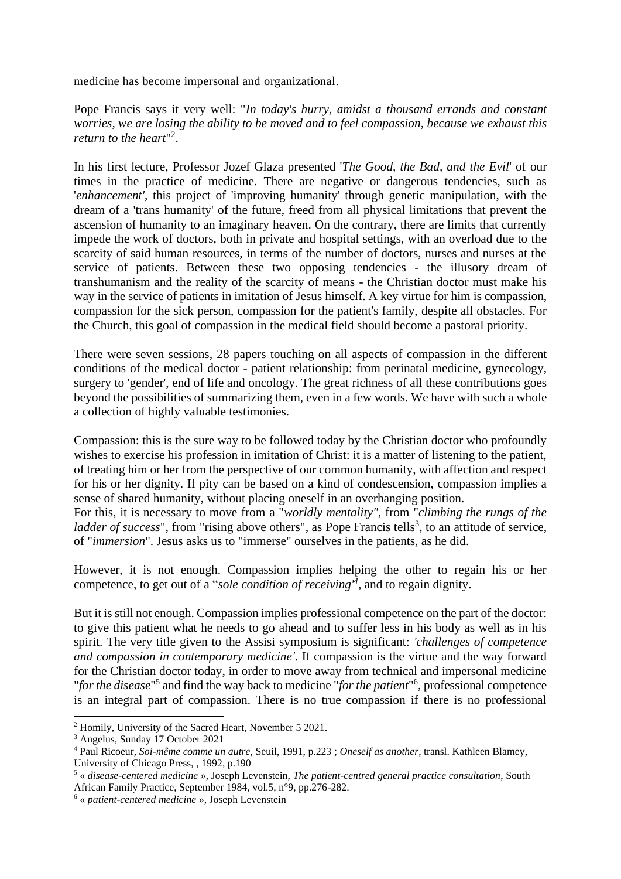medicine has become impersonal and organizational.

Pope Francis says it very well: "*In today's hurry, amidst a thousand errands and constant worries, we are losing the ability to be moved and to feel compassion, because we exhaust this return to the heart*"[2].

In his first lecture, Professor Jozef Glaza presented '*The Good, the Bad, and the Evil*' of our times in the practice of medicine. There are negative or dangerous tendencies, such as '*enhancement'*, this project of 'improving humanity' through genetic manipulation, with the dream of a 'trans humanity' of the future, freed from all physical limitations that prevent the ascension of humanity to an imaginary heaven. On the contrary, there are limits that currently impede the work of doctors, both in private and hospital settings, with an overload due to the scarcity of said human resources, in terms of the number of doctors, nurses and nurses at the service of patients. Between these two opposing tendencies - the illusory dream of transhumanism and the reality of the scarcity of means - the Christian doctor must make his way in the service of patients in imitation of Jesus himself. A key virtue for him is compassion, compassion for the sick person, compassion for the patient's family, despite all obstacles. For the Church, this goal of compassion in the medical field should become a pastoral priority.

There were seven sessions, 28 papers touching on all aspects of compassion in the different conditions of the medical doctor - patient relationship: from perinatal medicine, gynecology, surgery to 'gender', end of life and oncology. The great richness of all these contributions goes beyond the possibilities of summarizing them, even in a few words. We have with such a whole a collection of highly valuable testimonies.

Compassion: this is the sure way to be followed today by the Christian doctor who profoundly wishes to exercise his profession in imitation of Christ: it is a matter of listening to the patient, of treating him or her from the perspective of our common humanity, with affection and respect for his or her dignity. If pity can be based on a kind of condescension, compassion implies a sense of shared humanity, without placing oneself in an overhanging position.
For this, it is necessary to move from a "*worldly mentality"*, from "*climbing the rungs of the ladder of success*", from "rising above others", as Pope Francis tells[3], to an attitude of service, of "*immersion*". Jesus asks us to "immerse" ourselves in the patients, as he did.

However, it is not enough. Compassion implies helping the other to regain his or her competence, to get out of a "*sole condition of receiving'*[4], and to regain dignity.

But it is still not enough. Compassion implies professional competence on the part of the doctor: to give this patient what he needs to go ahead and to suffer less in his body as well as in his spirit. The very title given to the Assisi symposium is significant: *'challenges of competence and compassion in contemporary medicine'*. If compassion is the virtue and the way forward for the Christian doctor today, in order to move away from technical and impersonal medicine "*for the disease*"[5] and find the way back to medicine "*for the patient*"[6], professional competence is an integral part of compassion. There is no true compassion if there is no professional

---

[2] Homily, University of the Sacred Heart, November 5 2021.

[3] Angelus, Sunday 17 October 2021

[4] Paul Ricoeur, *Soi-même comme un autre*, Seuil, 1991, p.223 ; *Oneself as another*, transl. Kathleen Blamey, University of Chicago Press, , 1992, p.190

[5] « *disease-centered medicine* », Joseph Levenstein, *The patient-centred general practice consultation*, South African Family Practice, September 1984, vol.5, n°9, pp.276-282.

[6] « *patient-centered medicine* », Joseph Levenstein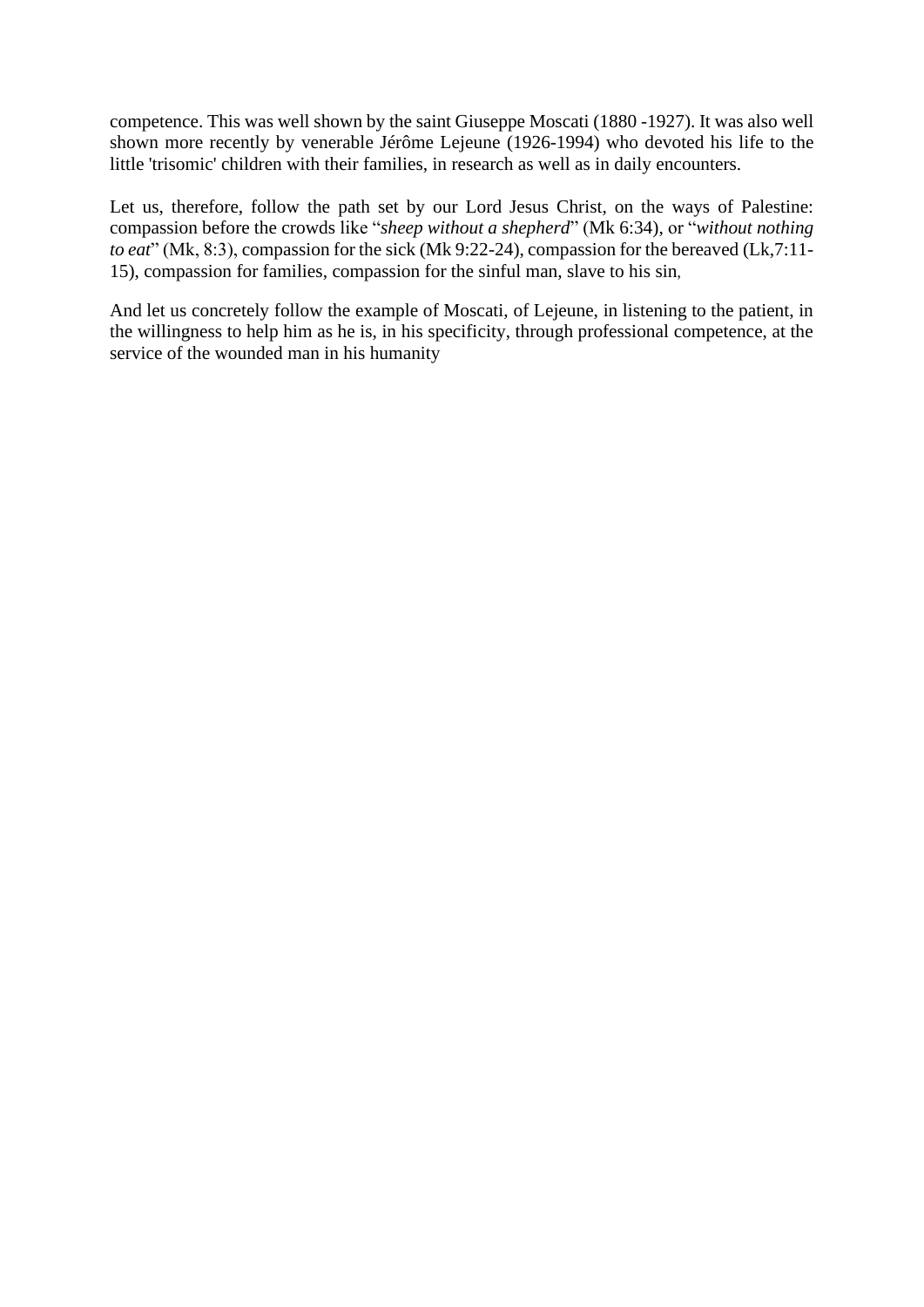competence. This was well shown by the saint Giuseppe Moscati (1880 -1927). It was also well shown more recently by venerable Jérôme Lejeune (1926-1994) who devoted his life to the little 'trisomic' children with their families, in research as well as in daily encounters.

Let us, therefore, follow the path set by our Lord Jesus Christ, on the ways of Palestine: compassion before the crowds like "*sheep without a shepherd*" (Mk 6:34), or "*without nothing to eat*" (Mk, 8:3), compassion for the sick (Mk 9:22-24), compassion for the bereaved (Lk,7:11-15), compassion for families, compassion for the sinful man, slave to his sin,

And let us concretely follow the example of Moscati, of Lejeune, in listening to the patient, in the willingness to help him as he is, in his specificity, through professional competence, at the service of the wounded man in his humanity